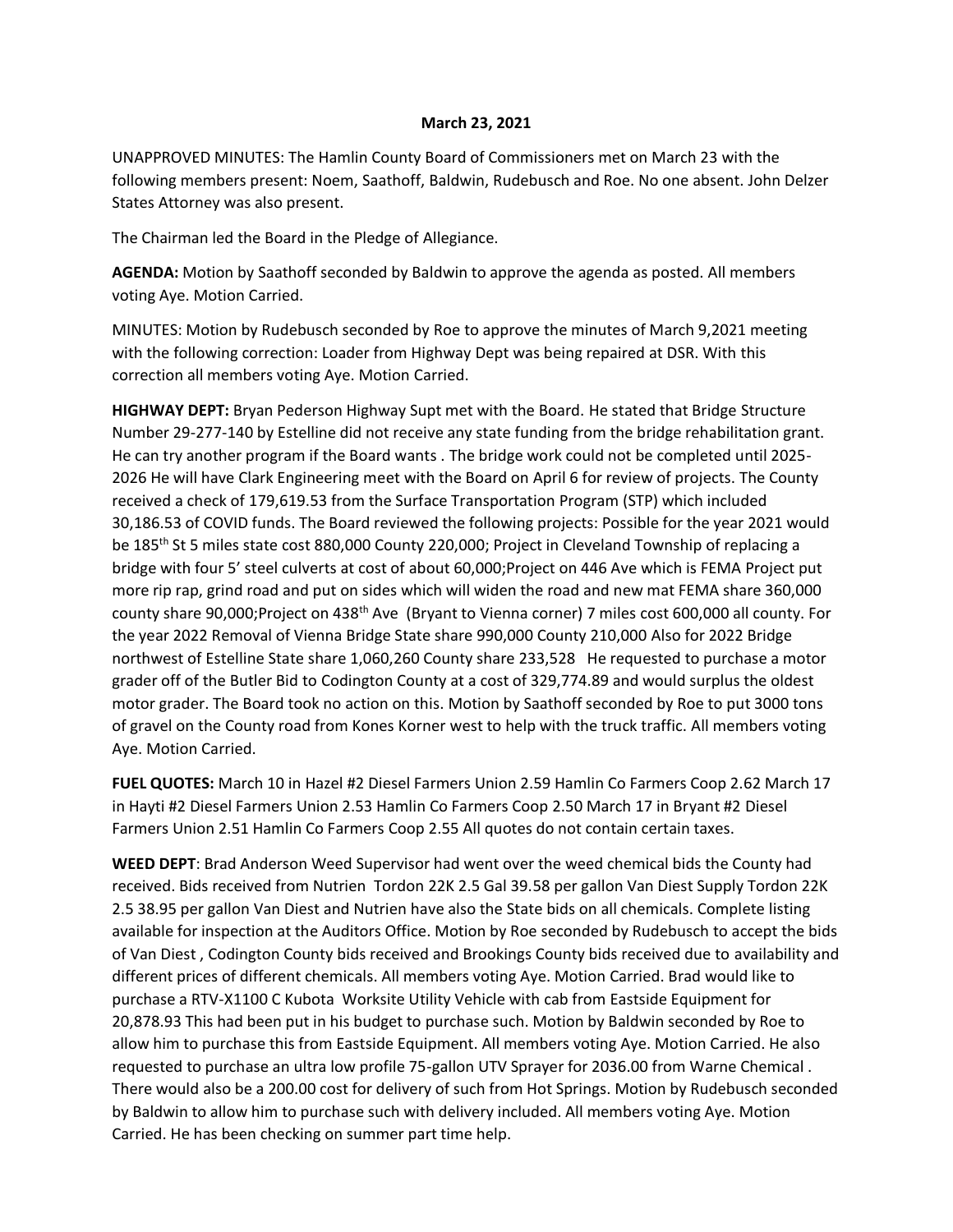**March 23, 2021**

UNAPPROVED MINUTES: The Hamlin County Board of Commissioners met on March 23 with the following members present: Noem, Saathoff, Baldwin, Rudebusch and Roe. No one absent. John Delzer States Attorney was also present.

The Chairman led the Board in the Pledge of Allegiance.

**AGENDA:** Motion by Saathoff seconded by Baldwin to approve the agenda as posted. All members voting Aye. Motion Carried.

MINUTES: Motion by Rudebusch seconded by Roe to approve the minutes of March 9,2021 meeting with the following correction: Loader from Highway Dept was being repaired at DSR. With this correction all members voting Aye. Motion Carried.

**HIGHWAY DEPT:** Bryan Pederson Highway Supt met with the Board. He stated that Bridge Structure Number 29-277-140 by Estelline did not receive any state funding from the bridge rehabilitation grant. He can try another program if the Board wants . The bridge work could not be completed until 2025-2026 He will have Clark Engineering meet with the Board on April 6 for review of projects. The County received a check of 179,619.53 from the Surface Transportation Program (STP) which included 30,186.53 of COVID funds. The Board reviewed the following projects: Possible for the year 2021 would be 185th St 5 miles state cost 880,000 County 220,000; Project in Cleveland Township of replacing a bridge with four 5' steel culverts at cost of about 60,000;Project on 446 Ave which is FEMA Project put more rip rap, grind road and put on sides which will widen the road and new mat FEMA share 360,000 county share 90,000;Project on 438th Ave (Bryant to Vienna corner) 7 miles cost 600,000 all county. For the year 2022 Removal of Vienna Bridge State share 990,000 County 210,000 Also for 2022 Bridge northwest of Estelline State share 1,060,260 County share 233,528 He requested to purchase a motor grader off of the Butler Bid to Codington County at a cost of 329,774.89 and would surplus the oldest motor grader. The Board took no action on this. Motion by Saathoff seconded by Roe to put 3000 tons of gravel on the County road from Kones Korner west to help with the truck traffic. All members voting Aye. Motion Carried.

**FUEL QUOTES:** March 10 in Hazel #2 Diesel Farmers Union 2.59 Hamlin Co Farmers Coop 2.62 March 17 in Hayti #2 Diesel Farmers Union 2.53 Hamlin Co Farmers Coop 2.50 March 17 in Bryant #2 Diesel Farmers Union 2.51 Hamlin Co Farmers Coop 2.55 All quotes do not contain certain taxes.

**WEED DEPT**: Brad Anderson Weed Supervisor had went over the weed chemical bids the County had received. Bids received from Nutrien Tordon 22K 2.5 Gal 39.58 per gallon Van Diest Supply Tordon 22K 2.5 38.95 per gallon Van Diest and Nutrien have also the State bids on all chemicals. Complete listing available for inspection at the Auditors Office. Motion by Roe seconded by Rudebusch to accept the bids of Van Diest , Codington County bids received and Brookings County bids received due to availability and different prices of different chemicals. All members voting Aye. Motion Carried. Brad would like to purchase a RTV-X1100 C Kubota Worksite Utility Vehicle with cab from Eastside Equipment for 20,878.93 This had been put in his budget to purchase such. Motion by Baldwin seconded by Roe to allow him to purchase this from Eastside Equipment. All members voting Aye. Motion Carried. He also requested to purchase an ultra low profile 75-gallon UTV Sprayer for 2036.00 from Warne Chemical . There would also be a 200.00 cost for delivery of such from Hot Springs. Motion by Rudebusch seconded by Baldwin to allow him to purchase such with delivery included. All members voting Aye. Motion Carried. He has been checking on summer part time help.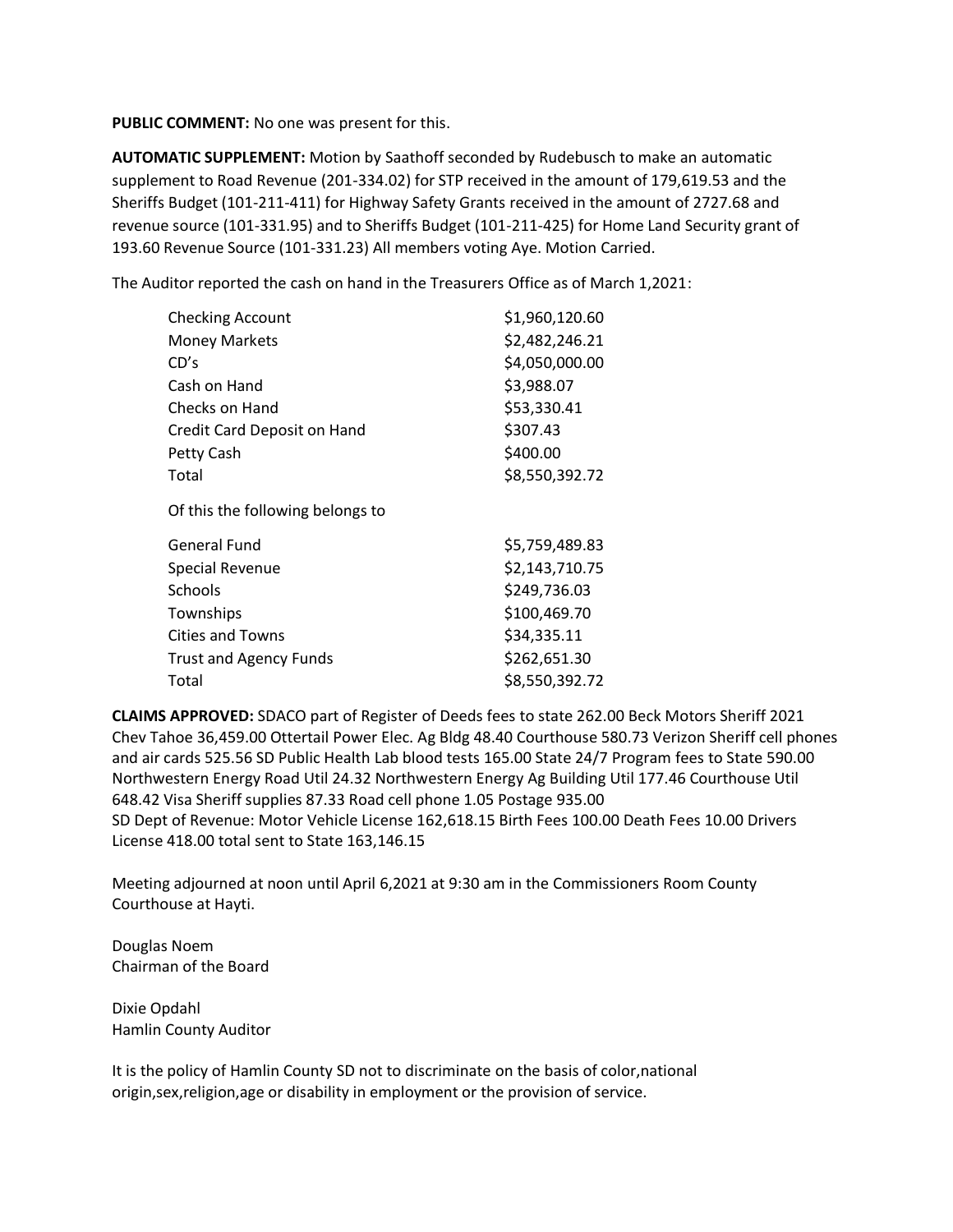**PUBLIC COMMENT:** No one was present for this.

**AUTOMATIC SUPPLEMENT:** Motion by Saathoff seconded by Rudebusch to make an automatic supplement to Road Revenue (201-334.02) for STP received in the amount of 179,619.53 and the Sheriffs Budget (101-211-411) for Highway Safety Grants received in the amount of 2727.68 and revenue source (101-331.95) and to Sheriffs Budget (101-211-425) for Home Land Security grant of 193.60 Revenue Source (101-331.23) All members voting Aye. Motion Carried.

The Auditor reported the cash on hand in the Treasurers Office as of March 1,2021:

| | |
|---|---|
| Checking Account | $1,960,120.60 |
| Money Markets | $2,482,246.21 |
| CD's | $4,050,000.00 |
| Cash on Hand | $3,988.07 |
| Checks on Hand | $53,330.41 |
| Credit Card Deposit on Hand | $307.43 |
| Petty Cash | $400.00 |
| Total | $8,550,392.72 |

Of this the following belongs to

| | |
|---|---|
| General Fund | $5,759,489.83 |
| Special Revenue | $2,143,710.75 |
| Schools | $249,736.03 |
| Townships | $100,469.70 |
| Cities and Towns | $34,335.11 |
| Trust and Agency Funds | $262,651.30 |
| Total | $8,550,392.72 |

**CLAIMS APPROVED:** SDACO part of Register of Deeds fees to state 262.00 Beck Motors Sheriff 2021 Chev Tahoe 36,459.00 Ottertail Power Elec. Ag Bldg 48.40 Courthouse 580.73 Verizon Sheriff cell phones and air cards 525.56 SD Public Health Lab blood tests 165.00 State 24/7 Program fees to State 590.00 Northwestern Energy Road Util 24.32 Northwestern Energy Ag Building Util 177.46 Courthouse Util 648.42 Visa Sheriff supplies 87.33 Road cell phone 1.05 Postage 935.00
SD Dept of Revenue: Motor Vehicle License 162,618.15 Birth Fees 100.00 Death Fees 10.00 Drivers License 418.00 total sent to State 163,146.15

Meeting adjourned at noon until April 6,2021 at 9:30 am in the Commissioners Room County Courthouse at Hayti.

Douglas Noem
Chairman of the Board

Dixie Opdahl
Hamlin County Auditor

It is the policy of Hamlin County SD not to discriminate on the basis of color,national origin,sex,religion,age or disability in employment or the provision of service.